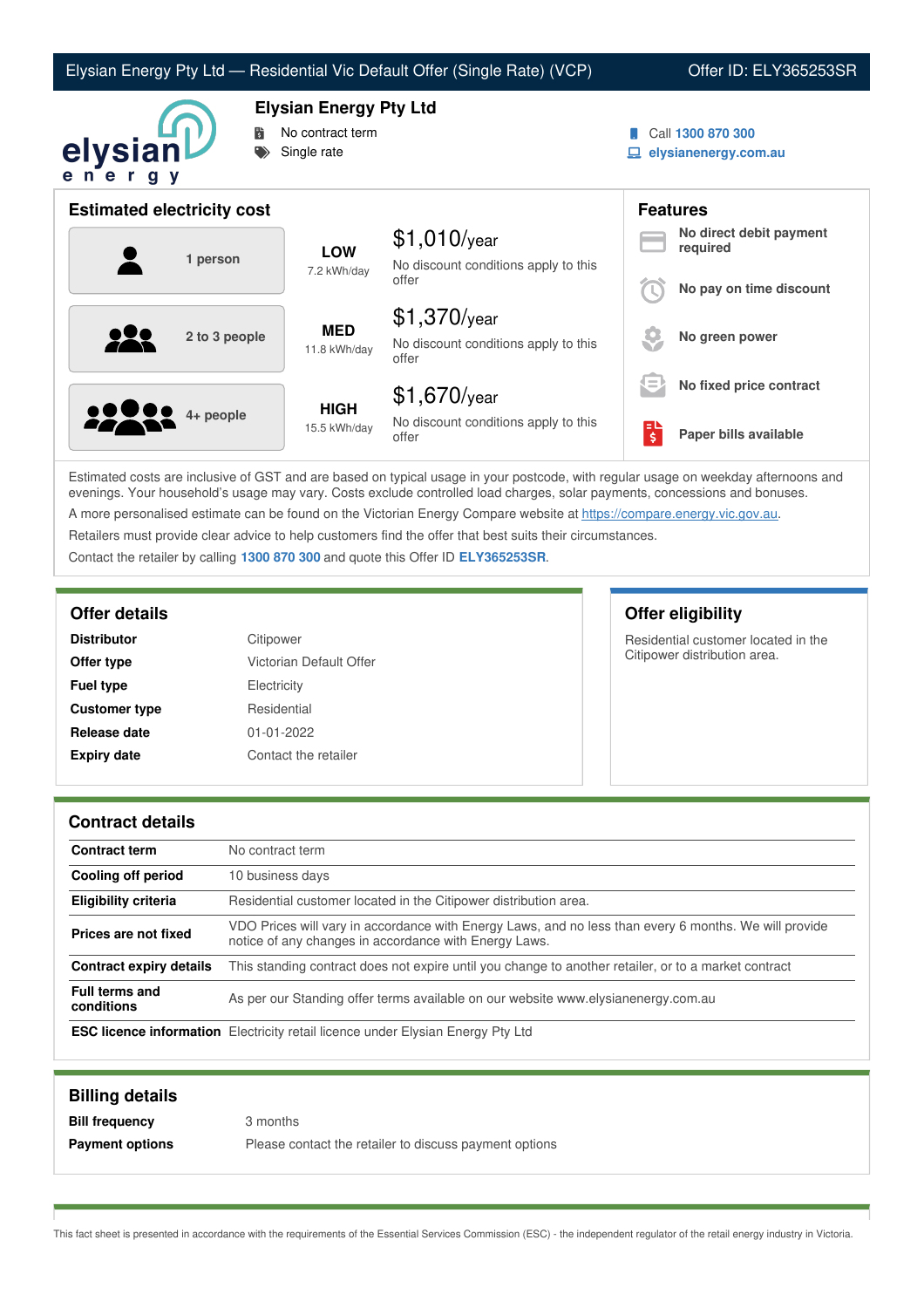# Elysian Energy Pty Ltd — Residential Vic Default Offer (Single Rate) (VCP)

Offer ID: ELY365253SR

## Elysian Energy Pty Ltd

- No contract term
- Single rate

Call **1300 870 300**
**elysianenergy.com.au**

## Estimated electricity cost

| Household | Usage | Cost |
|---|---|---|
| 1 person | **LOW** 7.2 kWh/day | $1,010/year<br>No discount conditions apply to this offer |
| 2 to 3 people | **MED** 11.8 kWh/day | $1,370/year<br>No discount conditions apply to this offer |
| 4+ people | **HIGH** 15.5 kWh/day | $1,670/year<br>No discount conditions apply to this offer |

## Features

- **No direct debit payment required**
- **No pay on time discount**
- **No green power**
- **No fixed price contract**
- **Paper bills available**

Estimated costs are inclusive of GST and are based on typical usage in your postcode, with regular usage on weekday afternoons and evenings. Your household's usage may vary. Costs exclude controlled load charges, solar payments, concessions and bonuses.

A more personalised estimate can be found on the Victorian Energy Compare website at https://compare.energy.vic.gov.au.

Retailers must provide clear advice to help customers find the offer that best suits their circumstances.

Contact the retailer by calling **1300 870 300** and quote this Offer ID **ELY365253SR**.

## Offer details

| | |
|---|---|
| **Distributor** | Citipower |
| **Offer type** | Victorian Default Offer |
| **Fuel type** | Electricity |
| **Customer type** | Residential |
| **Release date** | 01-01-2022 |
| **Expiry date** | Contact the retailer |

## Offer eligibility

Residential customer located in the Citipower distribution area.

## Contract details

| | |
|---|---|
| **Contract term** | No contract term |
| **Cooling off period** | 10 business days |
| **Eligibility criteria** | Residential customer located in the Citipower distribution area. |
| **Prices are not fixed** | VDO Prices will vary in accordance with Energy Laws, and no less than every 6 months. We will provide notice of any changes in accordance with Energy Laws. |
| **Contract expiry details** | This standing contract does not expire until you change to another retailer, or to a market contract |
| **Full terms and conditions** | As per our Standing offer terms available on our website www.elysianenergy.com.au |
| **ESC licence information** | Electricity retail licence under Elysian Energy Pty Ltd |

## Billing details

| | |
|---|---|
| **Bill frequency** | 3 months |
| **Payment options** | Please contact the retailer to discuss payment options |

This fact sheet is presented in accordance with the requirements of the Essential Services Commission (ESC) - the independent regulator of the retail energy industry in Victoria.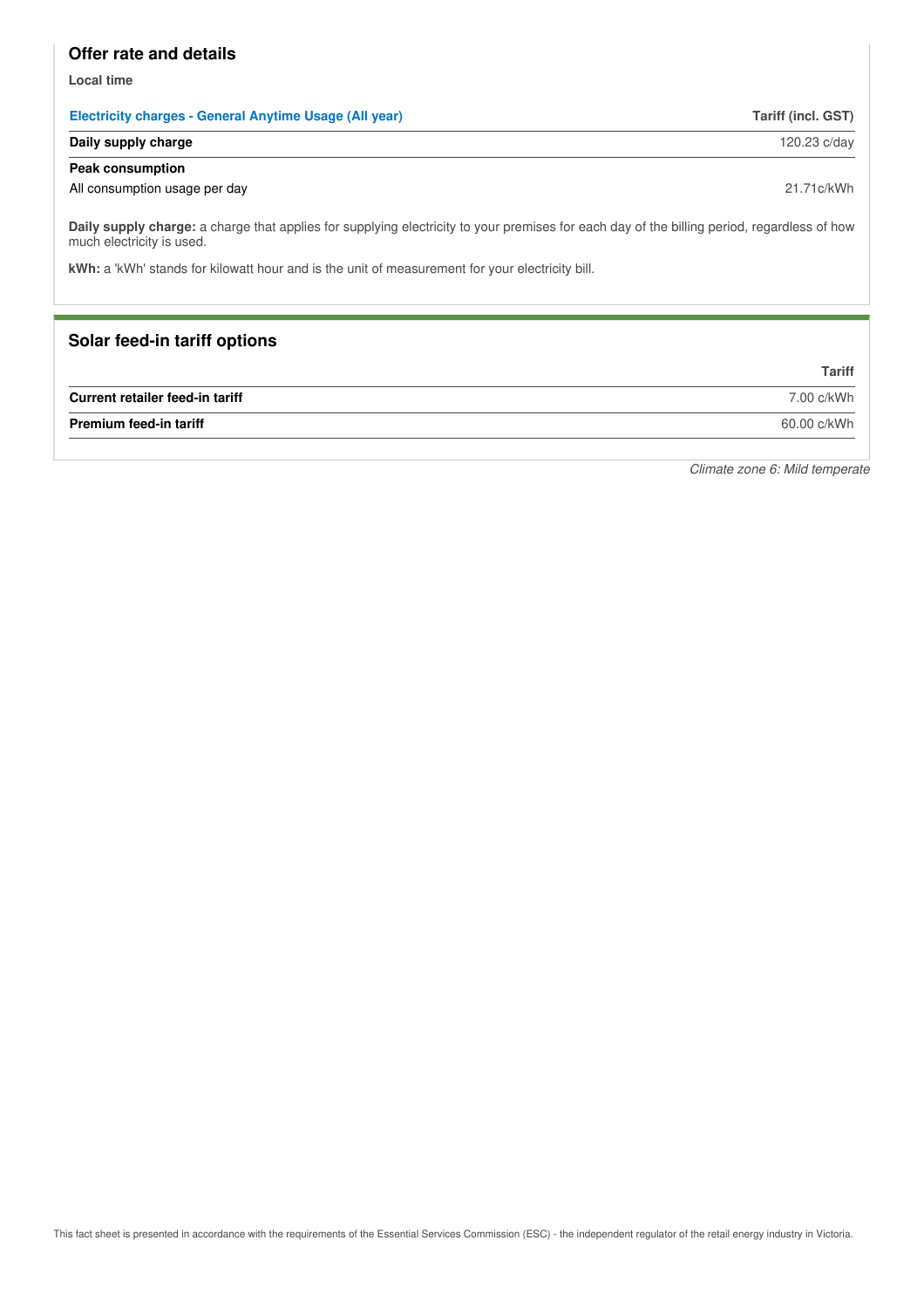## Offer rate and details

**Local time**

| Electricity charges - General Anytime Usage (All year) | Tariff (incl. GST) |
|---|---|
| **Daily supply charge** | 120.23 c/day |
| **Peak consumption** | |
| All consumption usage per day | 21.71c/kWh |

**Daily supply charge:** a charge that applies for supplying electricity to your premises for each day of the billing period, regardless of how much electricity is used.

**kWh:** a 'kWh' stands for kilowatt hour and is the unit of measurement for your electricity bill.

## Solar feed-in tariff options

| | Tariff |
|---|---|
| **Current retailer feed-in tariff** | 7.00 c/kWh |
| **Premium feed-in tariff** | 60.00 c/kWh |

*Climate zone 6: Mild temperate*

This fact sheet is presented in accordance with the requirements of the Essential Services Commission (ESC) - the independent regulator of the retail energy industry in Victoria.